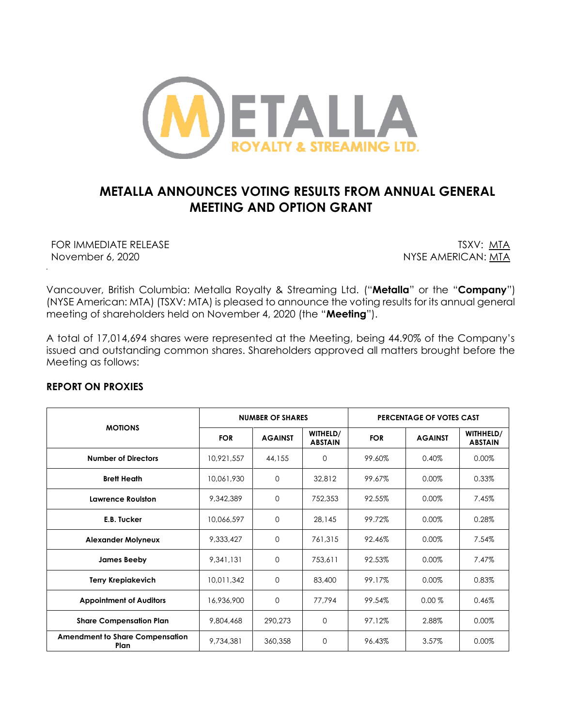# METALLA ANNOUNCES VOTING RESULTS FROM ANNUAL GENERAL MEETING AND OPTION GRANT

FOR IMMEDIATE RELEASE
November 6, 2020

TSXV: MTA
NYSE AMERICAN: MTA

Vancouver, British Columbia: Metalla Royalty & Streaming Ltd. ("**Metalla**" or the "**Company**") (NYSE American: MTA) (TSXV: MTA) is pleased to announce the voting results for its annual general meeting of shareholders held on November 4, 2020 (the "**Meeting**").

A total of 17,014,694 shares were represented at the Meeting, being 44.90% of the Company's issued and outstanding common shares. Shareholders approved all matters brought before the Meeting as follows:

## REPORT ON PROXIES

| MOTIONS | NUMBER OF SHARES | | | PERCENTAGE OF VOTES CAST | | |
|---|---|---|---|---|---|---|
| | FOR | AGAINST | WITHELD/ ABSTAIN | FOR | AGAINST | WITHHELD/ ABSTAIN |
| Number of Directors | 10,921,557 | 44,155 | 0 | 99.60% | 0.40% | 0.00% |
| Brett Heath | 10,061,930 | 0 | 32,812 | 99.67% | 0.00% | 0.33% |
| Lawrence Roulston | 9,342,389 | 0 | 752,353 | 92.55% | 0.00% | 7.45% |
| E.B. Tucker | 10,066,597 | 0 | 28,145 | 99.72% | 0.00% | 0.28% |
| Alexander Molyneux | 9,333,427 | 0 | 761,315 | 92.46% | 0.00% | 7.54% |
| James Beeby | 9,341,131 | 0 | 753,611 | 92.53% | 0.00% | 7.47% |
| Terry Krepiakevich | 10,011,342 | 0 | 83,400 | 99.17% | 0.00% | 0.83% |
| Appointment of Auditors | 16,936,900 | 0 | 77,794 | 99.54% | 0.00 % | 0.46% |
| Share Compensation Plan | 9,804,468 | 290,273 | 0 | 97.12% | 2.88% | 0.00% |
| Amendment to Share Compensation Plan | 9,734,381 | 360,358 | 0 | 96.43% | 3.57% | 0.00% |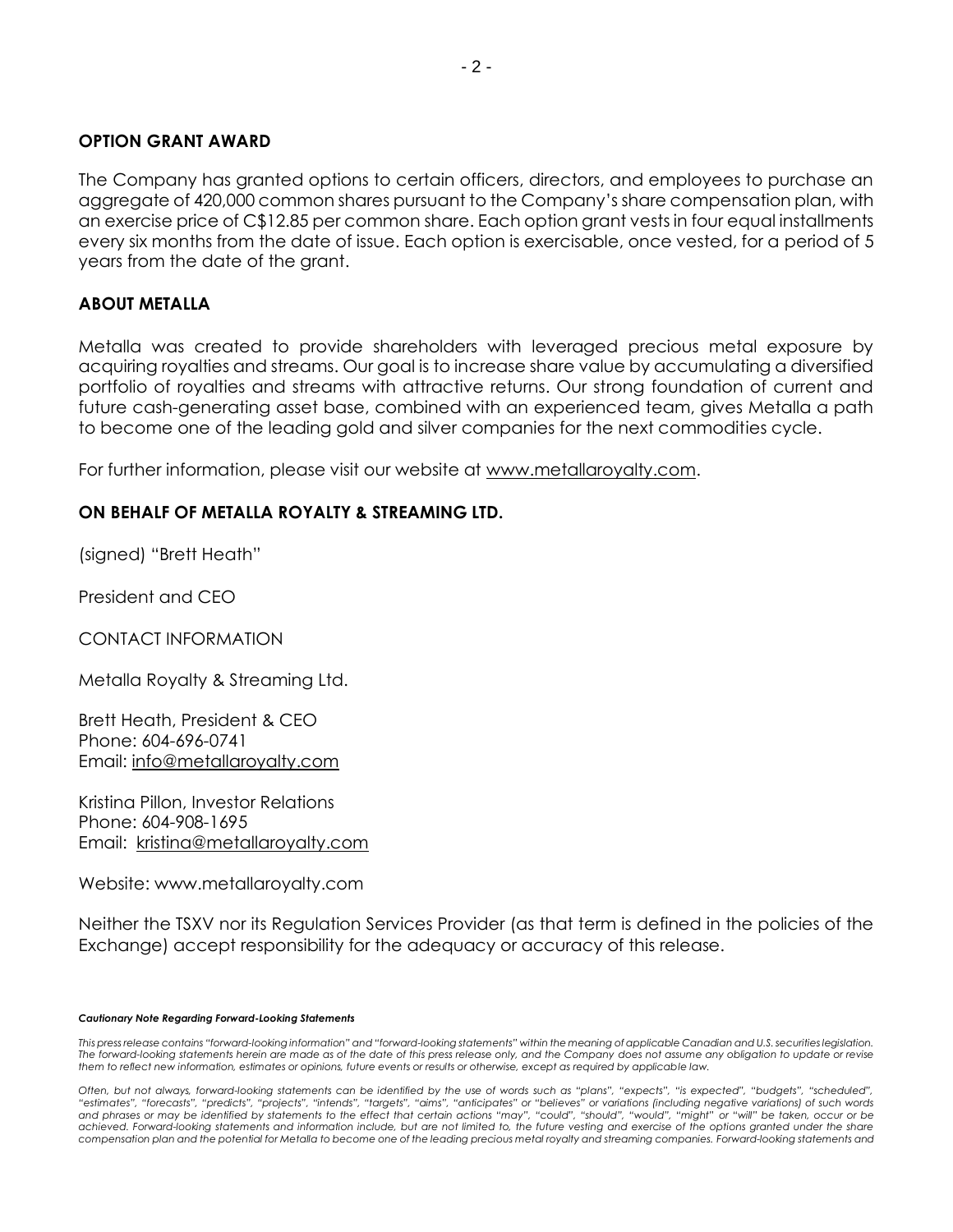## OPTION GRANT AWARD

The Company has granted options to certain officers, directors, and employees to purchase an aggregate of 420,000 common shares pursuant to the Company's share compensation plan, with an exercise price of C$12.85 per common share. Each option grant vests in four equal installments every six months from the date of issue. Each option is exercisable, once vested, for a period of 5 years from the date of the grant.

## ABOUT METALLA

Metalla was created to provide shareholders with leveraged precious metal exposure by acquiring royalties and streams. Our goal is to increase share value by accumulating a diversified portfolio of royalties and streams with attractive returns. Our strong foundation of current and future cash-generating asset base, combined with an experienced team, gives Metalla a path to become one of the leading gold and silver companies for the next commodities cycle.

For further information, please visit our website at www.metallaroyalty.com.

**ON BEHALF OF METALLA ROYALTY & STREAMING LTD.**

(signed) "Brett Heath"

President and CEO

CONTACT INFORMATION

Metalla Royalty & Streaming Ltd.

Brett Heath, President & CEO
Phone: 604-696-0741
Email: info@metallaroyalty.com

Kristina Pillon, Investor Relations
Phone: 604-908-1695
Email: kristina@metallaroyalty.com

Website: www.metallaroyalty.com

Neither the TSXV nor its Regulation Services Provider (as that term is defined in the policies of the Exchange) accept responsibility for the adequacy or accuracy of this release.

***Cautionary Note Regarding Forward-Looking Statements***

*This press release contains "forward-looking information" and "forward-looking statements" within the meaning of applicable Canadian and U.S. securities legislation. The forward-looking statements herein are made as of the date of this press release only, and the Company does not assume any obligation to update or revise them to reflect new information, estimates or opinions, future events or results or otherwise, except as required by applicable law.*

*Often, but not always, forward-looking statements can be identified by the use of words such as "plans", "expects", "is expected", "budgets", "scheduled", "estimates", "forecasts", "predicts", "projects", "intends", "targets", "aims", "anticipates" or "believes" or variations (including negative variations) of such words and phrases or may be identified by statements to the effect that certain actions "may", "could", "should", "would", "might" or "will" be taken, occur or be achieved. Forward-looking statements and information include, but are not limited to, the future vesting and exercise of the options granted under the share compensation plan and the potential for Metalla to become one of the leading precious metal royalty and streaming companies. Forward-looking statements and*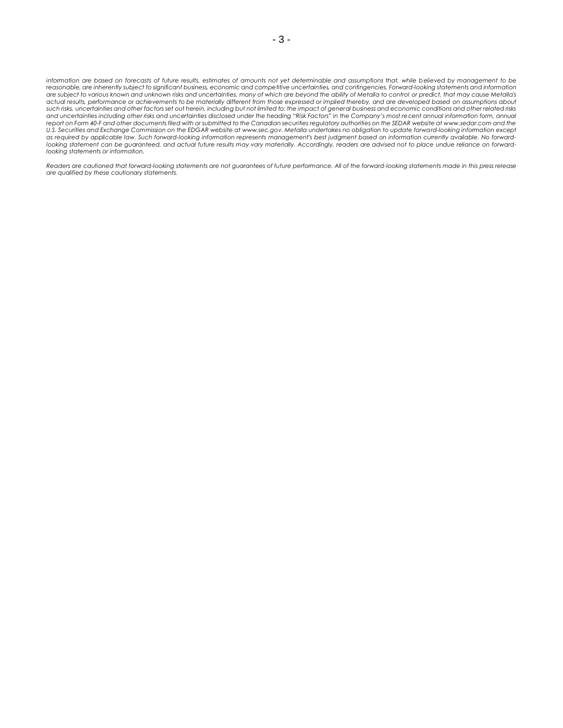*information are based on forecasts of future results, estimates of amounts not yet determinable and assumptions that, while believed by management to be reasonable, are inherently subject to significant business, economic and competitive uncertainties, and contingencies. Forward-looking statements and information are subject to various known and unknown risks and uncertainties, many of which are beyond the ability of Metalla to control or predict, that may cause Metalla's actual results, performance or achievements to be materially different from those expressed or implied thereby, and are developed based on assumptions about such risks, uncertainties and other factors set out herein, including but not limited to: the impact of general business and economic conditions and other related risks and uncertainties including other risks and uncertainties disclosed under the heading "Risk Factors" in the Company's most recent annual information form, annual report on Form 40-F and other documents filed with or submitted to the Canadian securities regulatory authorities on the SEDAR website at www.sedar.com and the U.S. Securities and Exchange Commission on the EDGAR website at www.sec.gov. Metalla undertakes no obligation to update forward-looking information except as required by applicable law. Such forward-looking information represents management's best judgment based on information currently available. No forward-looking statement can be guaranteed, and actual future results may vary materially. Accordingly, readers are advised not to place undue reliance on forward-looking statements or information.*

*Readers are cautioned that forward-looking statements are not guarantees of future performance. All of the forward-looking statements made in this press release are qualified by these cautionary statements.*